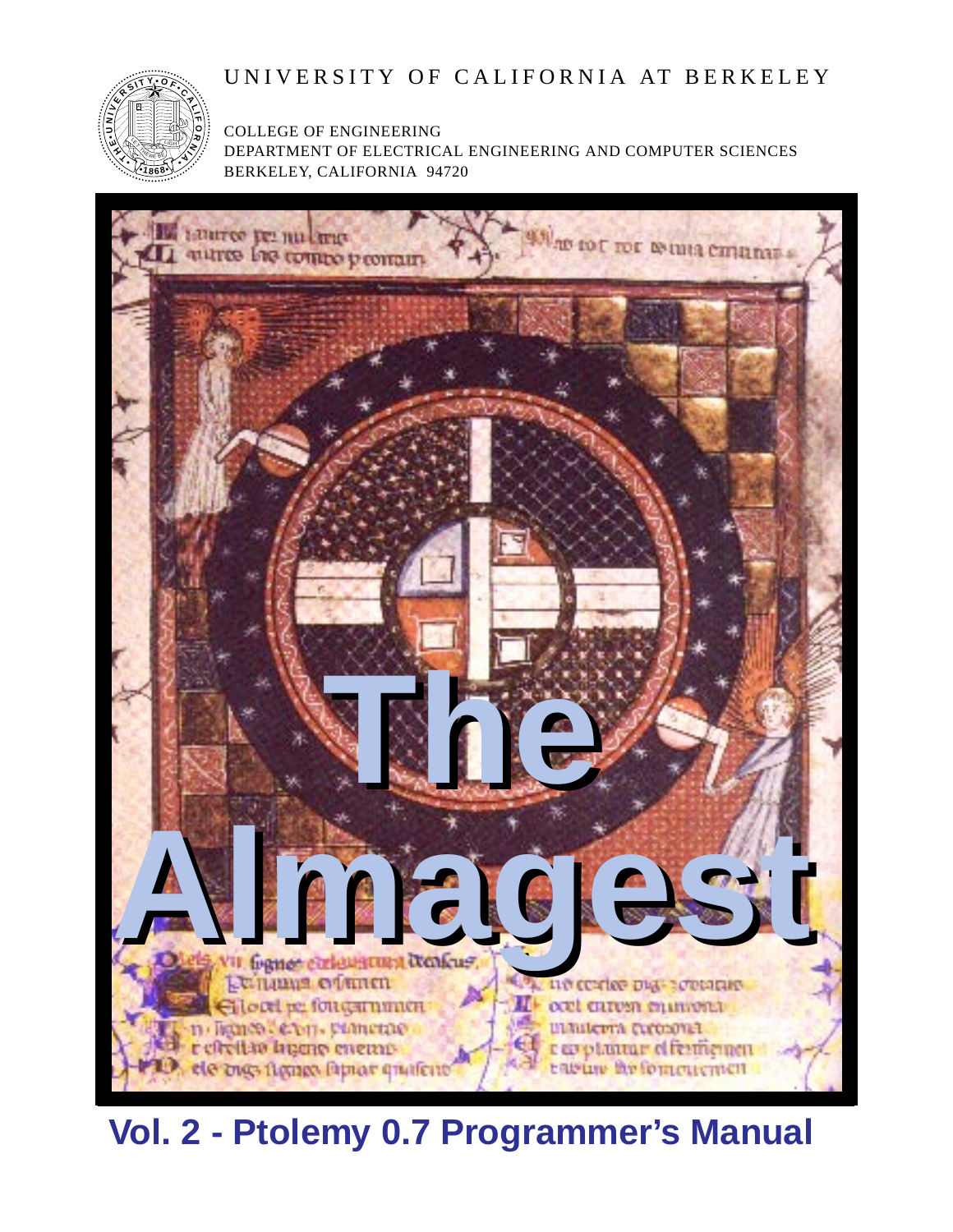UNIVERSITY OF CALIFORNIA AT BERKELEY

COLLEGE OF ENGINEERING
DEPARTMENT OF ELECTRICAL ENGINEERING AND COMPUTER SCIENCES
BERKELEY, CALIFORNIA 94720

# The Almagest

## Vol. 2 - Ptolemy 0.7 Programmer's Manual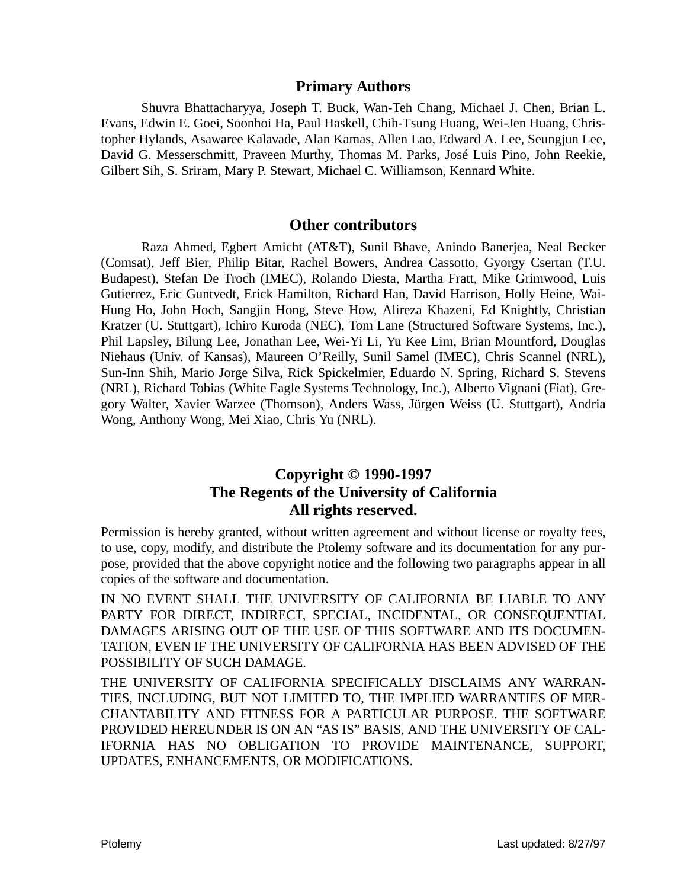## Primary Authors

Shuvra Bhattacharyya, Joseph T. Buck, Wan-Teh Chang, Michael J. Chen, Brian L. Evans, Edwin E. Goei, Soonhoi Ha, Paul Haskell, Chih-Tsung Huang, Wei-Jen Huang, Christopher Hylands, Asawaree Kalavade, Alan Kamas, Allen Lao, Edward A. Lee, Seungjun Lee, David G. Messerschmitt, Praveen Murthy, Thomas M. Parks, José Luis Pino, John Reekie, Gilbert Sih, S. Sriram, Mary P. Stewart, Michael C. Williamson, Kennard White.

## Other contributors

Raza Ahmed, Egbert Amicht (AT&T), Sunil Bhave, Anindo Banerjea, Neal Becker (Comsat), Jeff Bier, Philip Bitar, Rachel Bowers, Andrea Cassotto, Gyorgy Csertan (T.U. Budapest), Stefan De Troch (IMEC), Rolando Diesta, Martha Fratt, Mike Grimwood, Luis Gutierrez, Eric Guntvedt, Erick Hamilton, Richard Han, David Harrison, Holly Heine, Wai-Hung Ho, John Hoch, Sangjin Hong, Steve How, Alireza Khazeni, Ed Knightly, Christian Kratzer (U. Stuttgart), Ichiro Kuroda (NEC), Tom Lane (Structured Software Systems, Inc.), Phil Lapsley, Bilung Lee, Jonathan Lee, Wei-Yi Li, Yu Kee Lim, Brian Mountford, Douglas Niehaus (Univ. of Kansas), Maureen O'Reilly, Sunil Samel (IMEC), Chris Scannel (NRL), Sun-Inn Shih, Mario Jorge Silva, Rick Spickelmier, Eduardo N. Spring, Richard S. Stevens (NRL), Richard Tobias (White Eagle Systems Technology, Inc.), Alberto Vignani (Fiat), Gregory Walter, Xavier Warzee (Thomson), Anders Wass, Jürgen Weiss (U. Stuttgart), Andria Wong, Anthony Wong, Mei Xiao, Chris Yu (NRL).

## Copyright © 1990-1997
## The Regents of the University of California
## All rights reserved.

Permission is hereby granted, without written agreement and without license or royalty fees, to use, copy, modify, and distribute the Ptolemy software and its documentation for any purpose, provided that the above copyright notice and the following two paragraphs appear in all copies of the software and documentation.

IN NO EVENT SHALL THE UNIVERSITY OF CALIFORNIA BE LIABLE TO ANY PARTY FOR DIRECT, INDIRECT, SPECIAL, INCIDENTAL, OR CONSEQUENTIAL DAMAGES ARISING OUT OF THE USE OF THIS SOFTWARE AND ITS DOCUMENTATION, EVEN IF THE UNIVERSITY OF CALIFORNIA HAS BEEN ADVISED OF THE POSSIBILITY OF SUCH DAMAGE.

THE UNIVERSITY OF CALIFORNIA SPECIFICALLY DISCLAIMS ANY WARRANTIES, INCLUDING, BUT NOT LIMITED TO, THE IMPLIED WARRANTIES OF MERCHANTABILITY AND FITNESS FOR A PARTICULAR PURPOSE. THE SOFTWARE PROVIDED HEREUNDER IS ON AN "AS IS" BASIS, AND THE UNIVERSITY OF CALIFORNIA HAS NO OBLIGATION TO PROVIDE MAINTENANCE, SUPPORT, UPDATES, ENHANCEMENTS, OR MODIFICATIONS.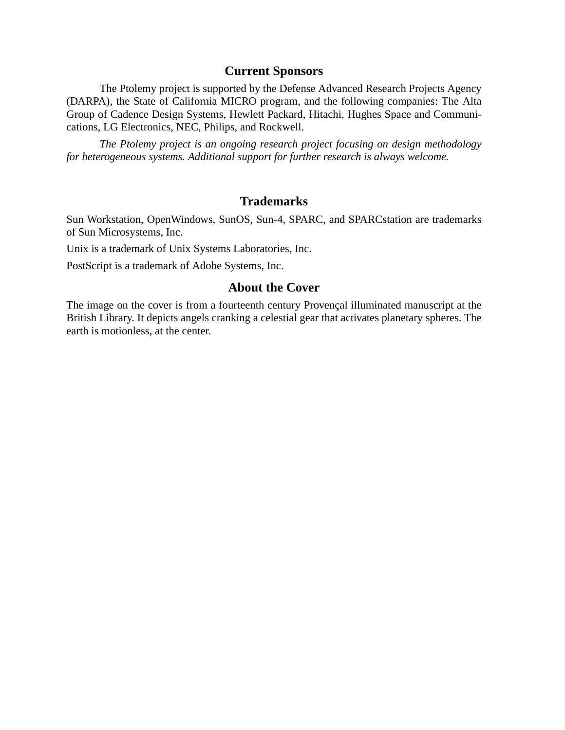## Current Sponsors

The Ptolemy project is supported by the Defense Advanced Research Projects Agency (DARPA), the State of California MICRO program, and the following companies: The Alta Group of Cadence Design Systems, Hewlett Packard, Hitachi, Hughes Space and Communications, LG Electronics, NEC, Philips, and Rockwell.

*The Ptolemy project is an ongoing research project focusing on design methodology for heterogeneous systems. Additional support for further research is always welcome.*

## Trademarks

Sun Workstation, OpenWindows, SunOS, Sun-4, SPARC, and SPARCstation are trademarks of Sun Microsystems, Inc.

Unix is a trademark of Unix Systems Laboratories, Inc.

PostScript is a trademark of Adobe Systems, Inc.

## About the Cover

The image on the cover is from a fourteenth century Provençal illuminated manuscript at the British Library. It depicts angels cranking a celestial gear that activates planetary spheres. The earth is motionless, at the center.